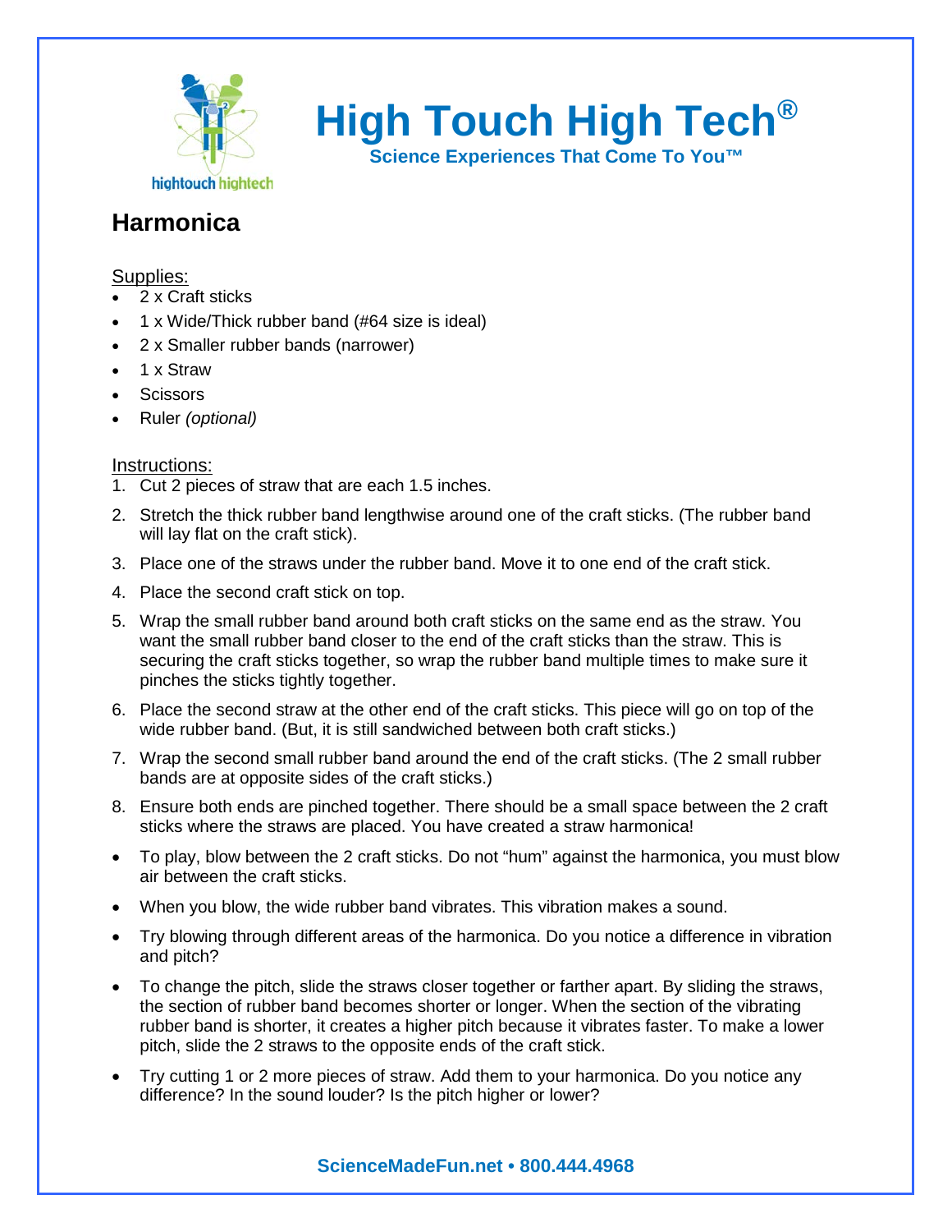# High Touch High Tech®

**Science Experiences That Come To You™**

## Harmonica

Supplies:

- 2 x Craft sticks
- 1 x Wide/Thick rubber band (#64 size is ideal)
- 2 x Smaller rubber bands (narrower)
- 1 x Straw
- Scissors
- Ruler *(optional)*

Instructions:

1. Cut 2 pieces of straw that are each 1.5 inches.
2. Stretch the thick rubber band lengthwise around one of the craft sticks. (The rubber band will lay flat on the craft stick).
3. Place one of the straws under the rubber band. Move it to one end of the craft stick.
4. Place the second craft stick on top.
5. Wrap the small rubber band around both craft sticks on the same end as the straw. You want the small rubber band closer to the end of the craft sticks than the straw. This is securing the craft sticks together, so wrap the rubber band multiple times to make sure it pinches the sticks tightly together.
6. Place the second straw at the other end of the craft sticks. This piece will go on top of the wide rubber band. (But, it is still sandwiched between both craft sticks.)
7. Wrap the second small rubber band around the end of the craft sticks. (The 2 small rubber bands are at opposite sides of the craft sticks.)
8. Ensure both ends are pinched together. There should be a small space between the 2 craft sticks where the straws are placed. You have created a straw harmonica!

- To play, blow between the 2 craft sticks. Do not "hum" against the harmonica, you must blow air between the craft sticks.
- When you blow, the wide rubber band vibrates. This vibration makes a sound.
- Try blowing through different areas of the harmonica. Do you notice a difference in vibration and pitch?
- To change the pitch, slide the straws closer together or farther apart. By sliding the straws, the section of rubber band becomes shorter or longer. When the section of the vibrating rubber band is shorter, it creates a higher pitch because it vibrates faster. To make a lower pitch, slide the 2 straws to the opposite ends of the craft stick.
- Try cutting 1 or 2 more pieces of straw. Add them to your harmonica. Do you notice any difference? In the sound louder? Is the pitch higher or lower?

**ScienceMadeFun.net • 800.444.4968**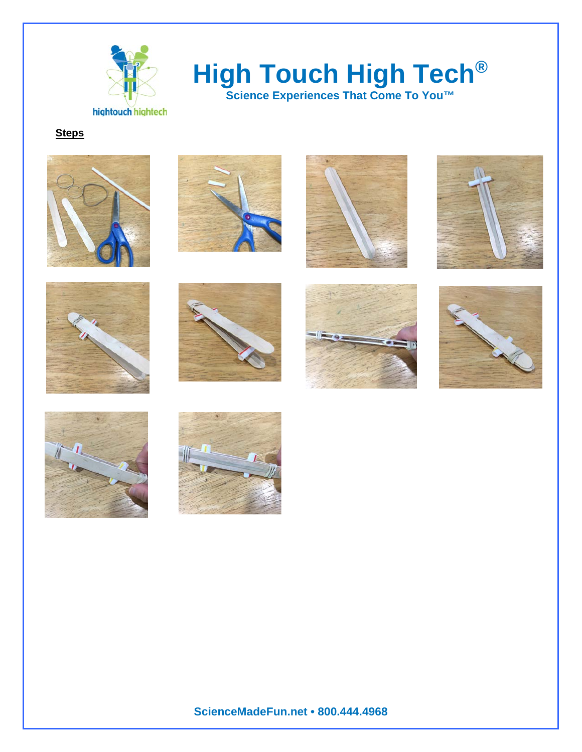**Steps**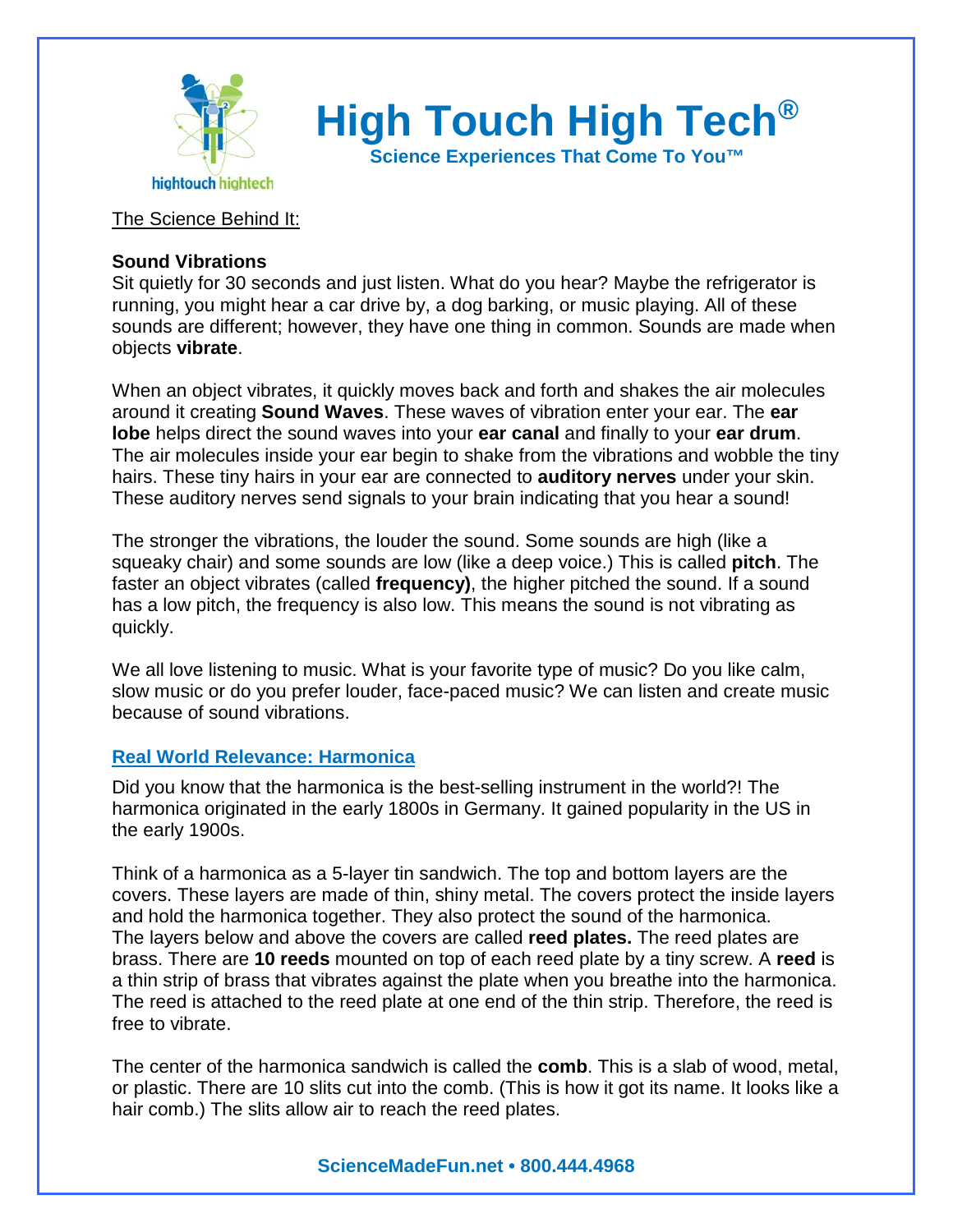# High Touch High Tech®

**Science Experiences That Come To You™**

The Science Behind It:

**Sound Vibrations**

Sit quietly for 30 seconds and just listen. What do you hear? Maybe the refrigerator is running, you might hear a car drive by, a dog barking, or music playing. All of these sounds are different; however, they have one thing in common. Sounds are made when objects **vibrate**.

When an object vibrates, it quickly moves back and forth and shakes the air molecules around it creating **Sound Waves**. These waves of vibration enter your ear. The **ear lobe** helps direct the sound waves into your **ear canal** and finally to your **ear drum**. The air molecules inside your ear begin to shake from the vibrations and wobble the tiny hairs. These tiny hairs in your ear are connected to **auditory nerves** under your skin. These auditory nerves send signals to your brain indicating that you hear a sound!

The stronger the vibrations, the louder the sound. Some sounds are high (like a squeaky chair) and some sounds are low (like a deep voice.) This is called **pitch**. The faster an object vibrates (called **frequency)**, the higher pitched the sound. If a sound has a low pitch, the frequency is also low. This means the sound is not vibrating as quickly.

We all love listening to music. What is your favorite type of music? Do you like calm, slow music or do you prefer louder, face-paced music? We can listen and create music because of sound vibrations.

**Real World Relevance: Harmonica**

Did you know that the harmonica is the best-selling instrument in the world?! The harmonica originated in the early 1800s in Germany. It gained popularity in the US in the early 1900s.

Think of a harmonica as a 5-layer tin sandwich. The top and bottom layers are the covers. These layers are made of thin, shiny metal. The covers protect the inside layers and hold the harmonica together. They also protect the sound of the harmonica. The layers below and above the covers are called **reed plates.** The reed plates are brass. There are **10 reeds** mounted on top of each reed plate by a tiny screw. A **reed** is a thin strip of brass that vibrates against the plate when you breathe into the harmonica. The reed is attached to the reed plate at one end of the thin strip. Therefore, the reed is free to vibrate.

The center of the harmonica sandwich is called the **comb**. This is a slab of wood, metal, or plastic. There are 10 slits cut into the comb. (This is how it got its name. It looks like a hair comb.) The slits allow air to reach the reed plates.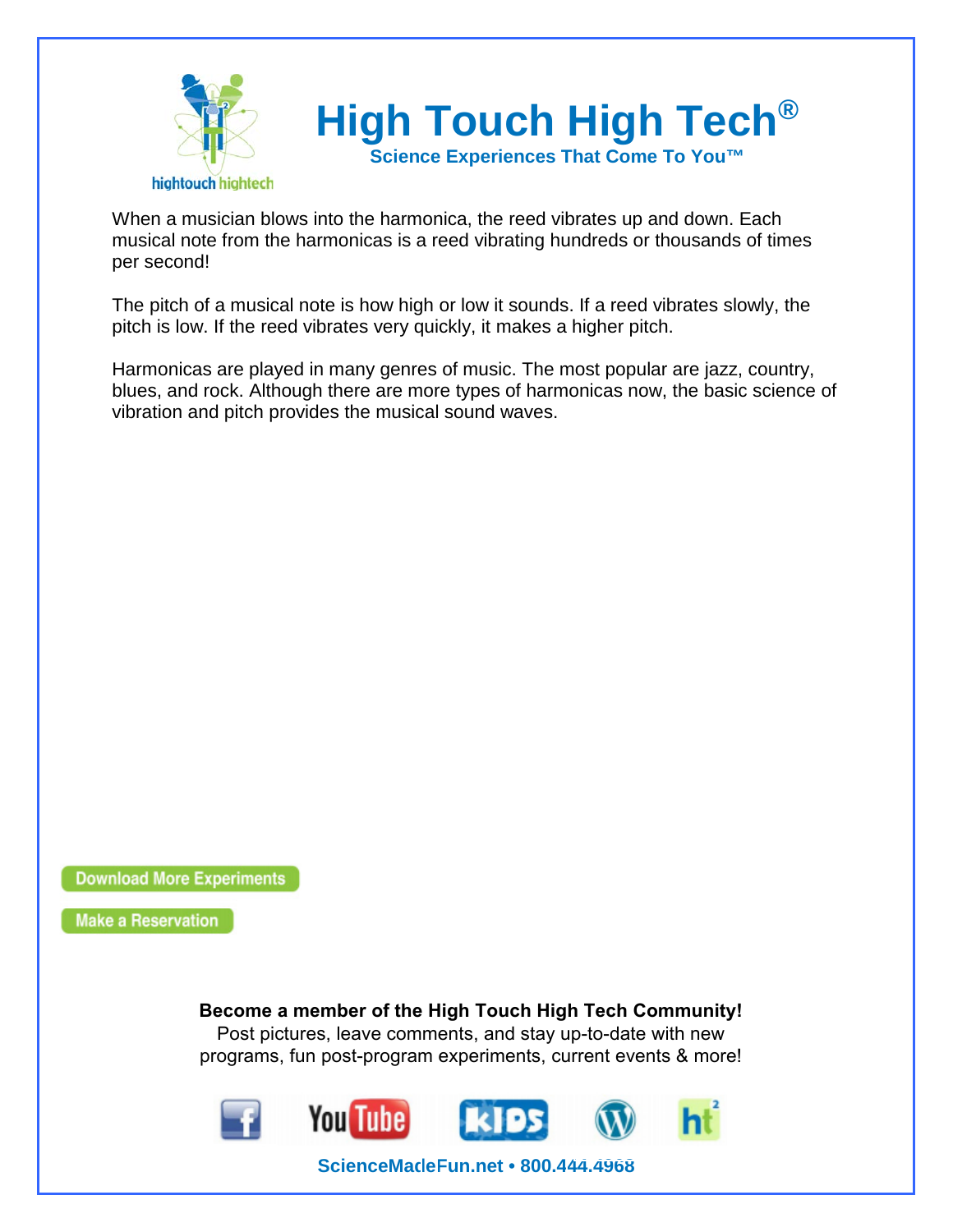# High Touch High Tech®

**Science Experiences That Come To You™**

When a musician blows into the harmonica, the reed vibrates up and down. Each musical note from the harmonicas is a reed vibrating hundreds or thousands of times per second!

The pitch of a musical note is how high or low it sounds. If a reed vibrates slowly, the pitch is low. If the reed vibrates very quickly, it makes a higher pitch.

Harmonicas are played in many genres of music. The most popular are jazz, country, blues, and rock. Although there are more types of harmonicas now, the basic science of vibration and pitch provides the musical sound waves.

Download More Experiments

Make a Reservation

**Become a member of the High Touch High Tech Community!**
Post pictures, leave comments, and stay up-to-date with new programs, fun post-program experiments, current events & more!

ScienceMadeFun.net • 800.444.4968